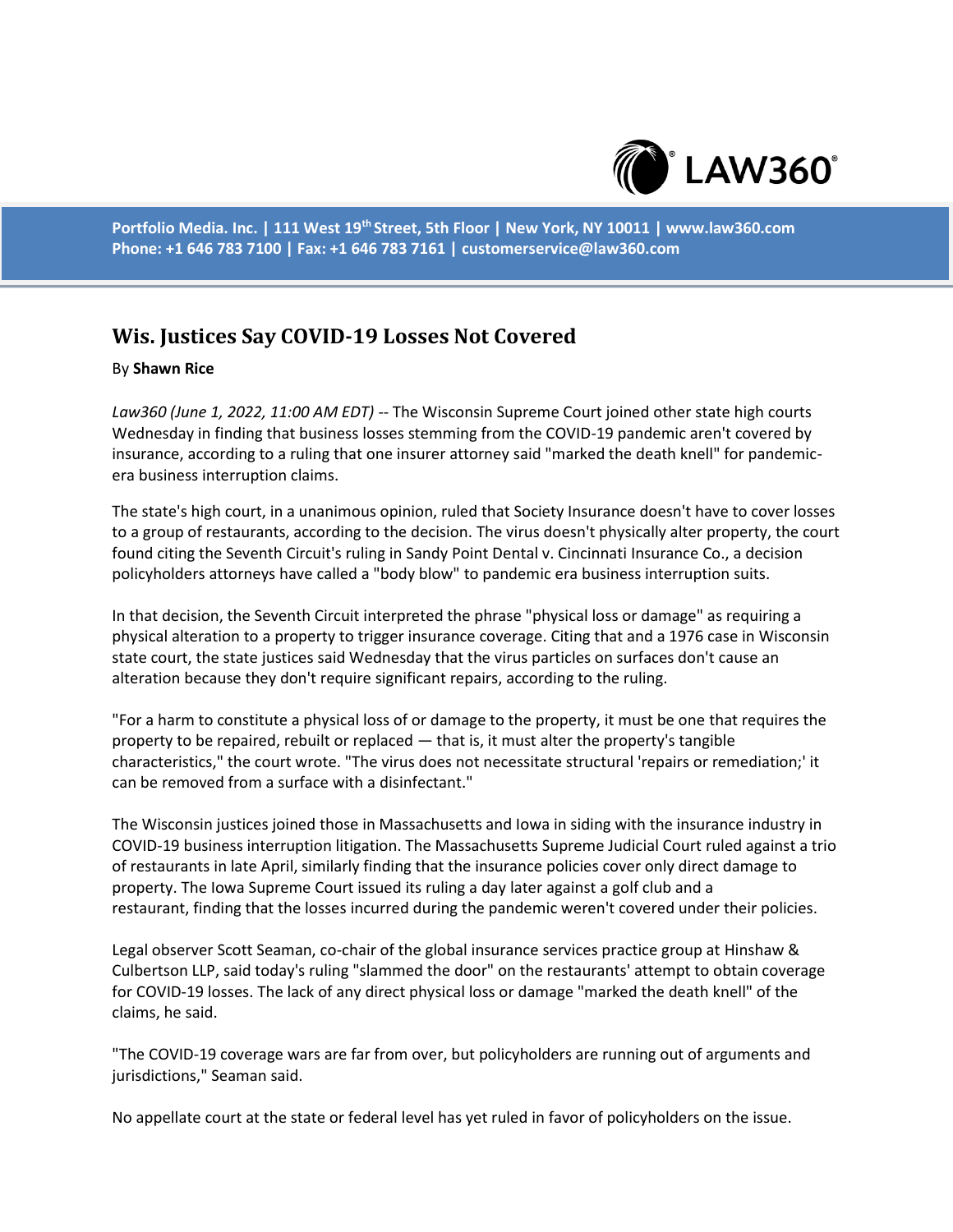Portfolio Media. Inc. | 111 West 19th Street, 5th Floor | New York, NY 10011 | www.law360.com
Phone: +1 646 783 7100 | Fax: +1 646 783 7161 | customerservice@law360.com

# Wis. Justices Say COVID-19 Losses Not Covered

By **Shawn Rice**

*Law360 (June 1, 2022, 11:00 AM EDT)* -- The Wisconsin Supreme Court joined other state high courts Wednesday in finding that business losses stemming from the COVID-19 pandemic aren't covered by insurance, according to a ruling that one insurer attorney said "marked the death knell" for pandemic-era business interruption claims.

The state's high court, in a unanimous opinion, ruled that Society Insurance doesn't have to cover losses to a group of restaurants, according to the decision. The virus doesn't physically alter property, the court found citing the Seventh Circuit's ruling in Sandy Point Dental v. Cincinnati Insurance Co., a decision policyholders attorneys have called a "body blow" to pandemic era business interruption suits.

In that decision, the Seventh Circuit interpreted the phrase "physical loss or damage" as requiring a physical alteration to a property to trigger insurance coverage. Citing that and a 1976 case in Wisconsin state court, the state justices said Wednesday that the virus particles on surfaces don't cause an alteration because they don't require significant repairs, according to the ruling.

"For a harm to constitute a physical loss of or damage to the property, it must be one that requires the property to be repaired, rebuilt or replaced — that is, it must alter the property's tangible characteristics," the court wrote. "The virus does not necessitate structural 'repairs or remediation;' it can be removed from a surface with a disinfectant."

The Wisconsin justices joined those in Massachusetts and Iowa in siding with the insurance industry in COVID-19 business interruption litigation. The Massachusetts Supreme Judicial Court ruled against a trio of restaurants in late April, similarly finding that the insurance policies cover only direct damage to property. The Iowa Supreme Court issued its ruling a day later against a golf club and a restaurant, finding that the losses incurred during the pandemic weren't covered under their policies.

Legal observer Scott Seaman, co-chair of the global insurance services practice group at Hinshaw & Culbertson LLP, said today's ruling "slammed the door" on the restaurants' attempt to obtain coverage for COVID-19 losses. The lack of any direct physical loss or damage "marked the death knell" of the claims, he said.

"The COVID-19 coverage wars are far from over, but policyholders are running out of arguments and jurisdictions," Seaman said.

No appellate court at the state or federal level has yet ruled in favor of policyholders on the issue.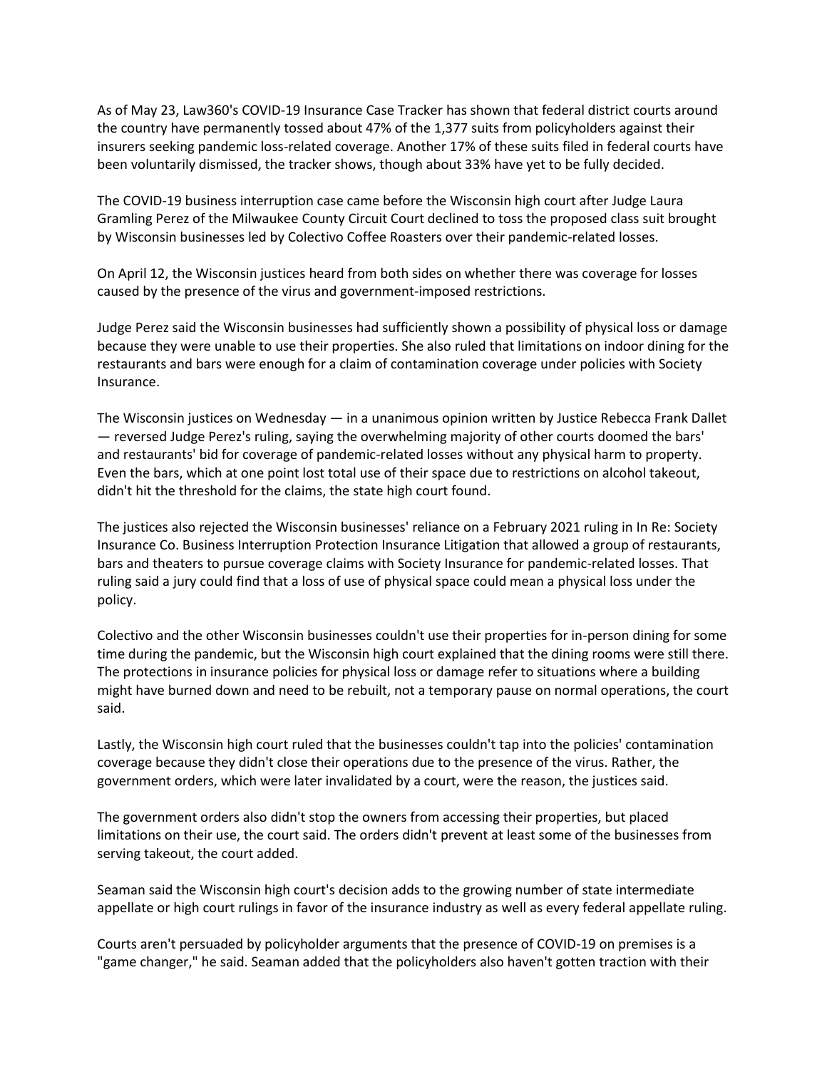As of May 23, Law360's COVID-19 Insurance Case Tracker has shown that federal district courts around the country have permanently tossed about 47% of the 1,377 suits from policyholders against their insurers seeking pandemic loss-related coverage. Another 17% of these suits filed in federal courts have been voluntarily dismissed, the tracker shows, though about 33% have yet to be fully decided.

The COVID-19 business interruption case came before the Wisconsin high court after Judge Laura Gramling Perez of the Milwaukee County Circuit Court declined to toss the proposed class suit brought by Wisconsin businesses led by Colectivo Coffee Roasters over their pandemic-related losses.

On April 12, the Wisconsin justices heard from both sides on whether there was coverage for losses caused by the presence of the virus and government-imposed restrictions.

Judge Perez said the Wisconsin businesses had sufficiently shown a possibility of physical loss or damage because they were unable to use their properties. She also ruled that limitations on indoor dining for the restaurants and bars were enough for a claim of contamination coverage under policies with Society Insurance.

The Wisconsin justices on Wednesday — in a unanimous opinion written by Justice Rebecca Frank Dallet — reversed Judge Perez's ruling, saying the overwhelming majority of other courts doomed the bars' and restaurants' bid for coverage of pandemic-related losses without any physical harm to property. Even the bars, which at one point lost total use of their space due to restrictions on alcohol takeout, didn't hit the threshold for the claims, the state high court found.

The justices also rejected the Wisconsin businesses' reliance on a February 2021 ruling in In Re: Society Insurance Co. Business Interruption Protection Insurance Litigation that allowed a group of restaurants, bars and theaters to pursue coverage claims with Society Insurance for pandemic-related losses. That ruling said a jury could find that a loss of use of physical space could mean a physical loss under the policy.

Colectivo and the other Wisconsin businesses couldn't use their properties for in-person dining for some time during the pandemic, but the Wisconsin high court explained that the dining rooms were still there. The protections in insurance policies for physical loss or damage refer to situations where a building might have burned down and need to be rebuilt, not a temporary pause on normal operations, the court said.

Lastly, the Wisconsin high court ruled that the businesses couldn't tap into the policies' contamination coverage because they didn't close their operations due to the presence of the virus. Rather, the government orders, which were later invalidated by a court, were the reason, the justices said.

The government orders also didn't stop the owners from accessing their properties, but placed limitations on their use, the court said. The orders didn't prevent at least some of the businesses from serving takeout, the court added.

Seaman said the Wisconsin high court's decision adds to the growing number of state intermediate appellate or high court rulings in favor of the insurance industry as well as every federal appellate ruling.

Courts aren't persuaded by policyholder arguments that the presence of COVID-19 on premises is a "game changer," he said. Seaman added that the policyholders also haven't gotten traction with their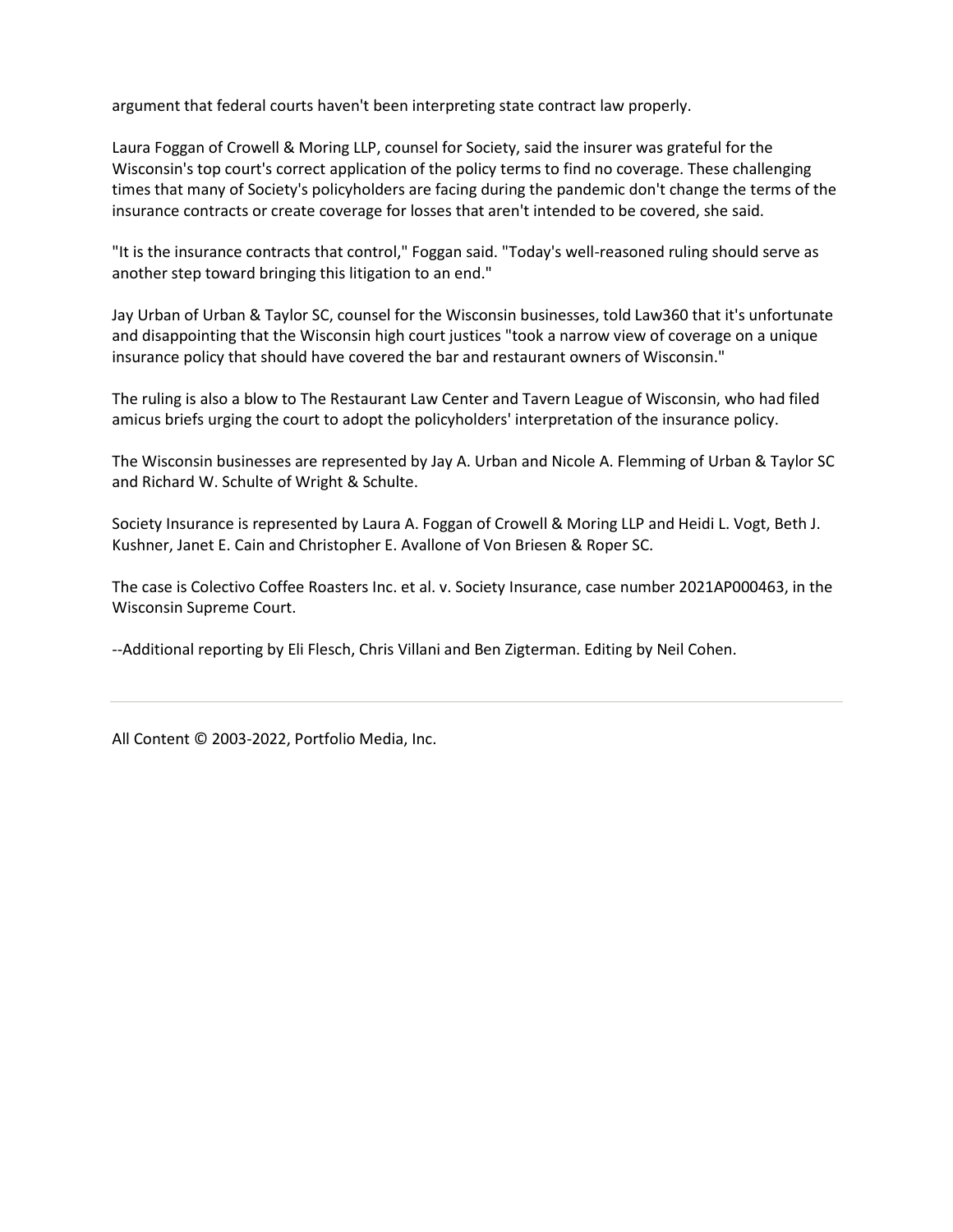argument that federal courts haven't been interpreting state contract law properly.

Laura Foggan of Crowell & Moring LLP, counsel for Society, said the insurer was grateful for the Wisconsin's top court's correct application of the policy terms to find no coverage. These challenging times that many of Society's policyholders are facing during the pandemic don't change the terms of the insurance contracts or create coverage for losses that aren't intended to be covered, she said.

"It is the insurance contracts that control," Foggan said. "Today's well-reasoned ruling should serve as another step toward bringing this litigation to an end."

Jay Urban of Urban & Taylor SC, counsel for the Wisconsin businesses, told Law360 that it's unfortunate and disappointing that the Wisconsin high court justices "took a narrow view of coverage on a unique insurance policy that should have covered the bar and restaurant owners of Wisconsin."

The ruling is also a blow to The Restaurant Law Center and Tavern League of Wisconsin, who had filed amicus briefs urging the court to adopt the policyholders' interpretation of the insurance policy.

The Wisconsin businesses are represented by Jay A. Urban and Nicole A. Flemming of Urban & Taylor SC and Richard W. Schulte of Wright & Schulte.

Society Insurance is represented by Laura A. Foggan of Crowell & Moring LLP and Heidi L. Vogt, Beth J. Kushner, Janet E. Cain and Christopher E. Avallone of Von Briesen & Roper SC.

The case is Colectivo Coffee Roasters Inc. et al. v. Society Insurance, case number 2021AP000463, in the Wisconsin Supreme Court.

--Additional reporting by Eli Flesch, Chris Villani and Ben Zigterman. Editing by Neil Cohen.

---

All Content © 2003-2022, Portfolio Media, Inc.